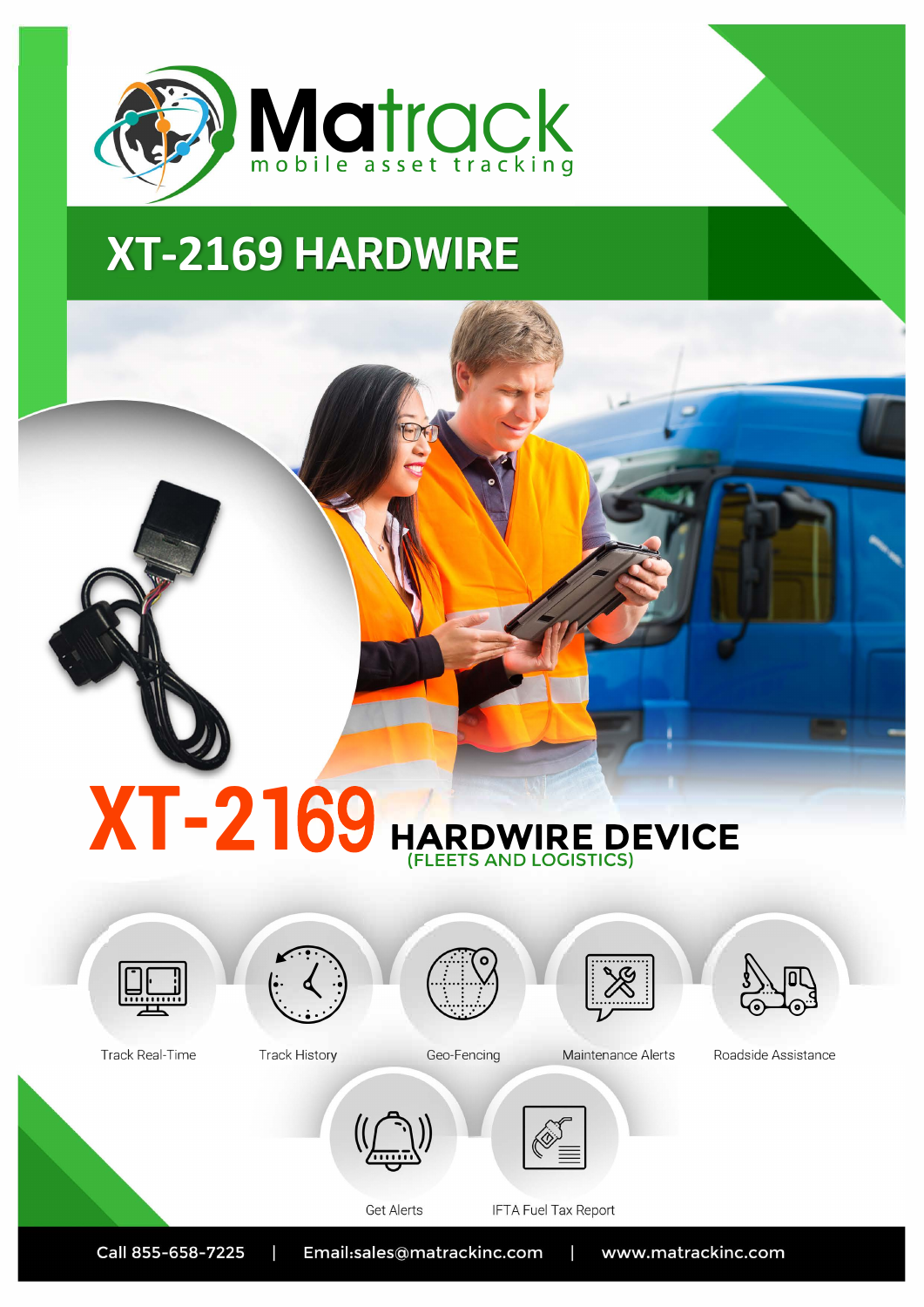# Matrack

mobile asset tracking

## XT-2169 HARDWIRE

## XT-2169 HARDWIRE DEVICE

(FLEETS AND LOGISTICS)

- Track Real-Time
- Track History
- Geo-Fencing
- Maintenance Alerts
- Roadside Assistance
- Get Alerts
- IFTA Fuel Tax Report

Call 855-658-7225 | Email:sales@matrackinc.com | www.matrackinc.com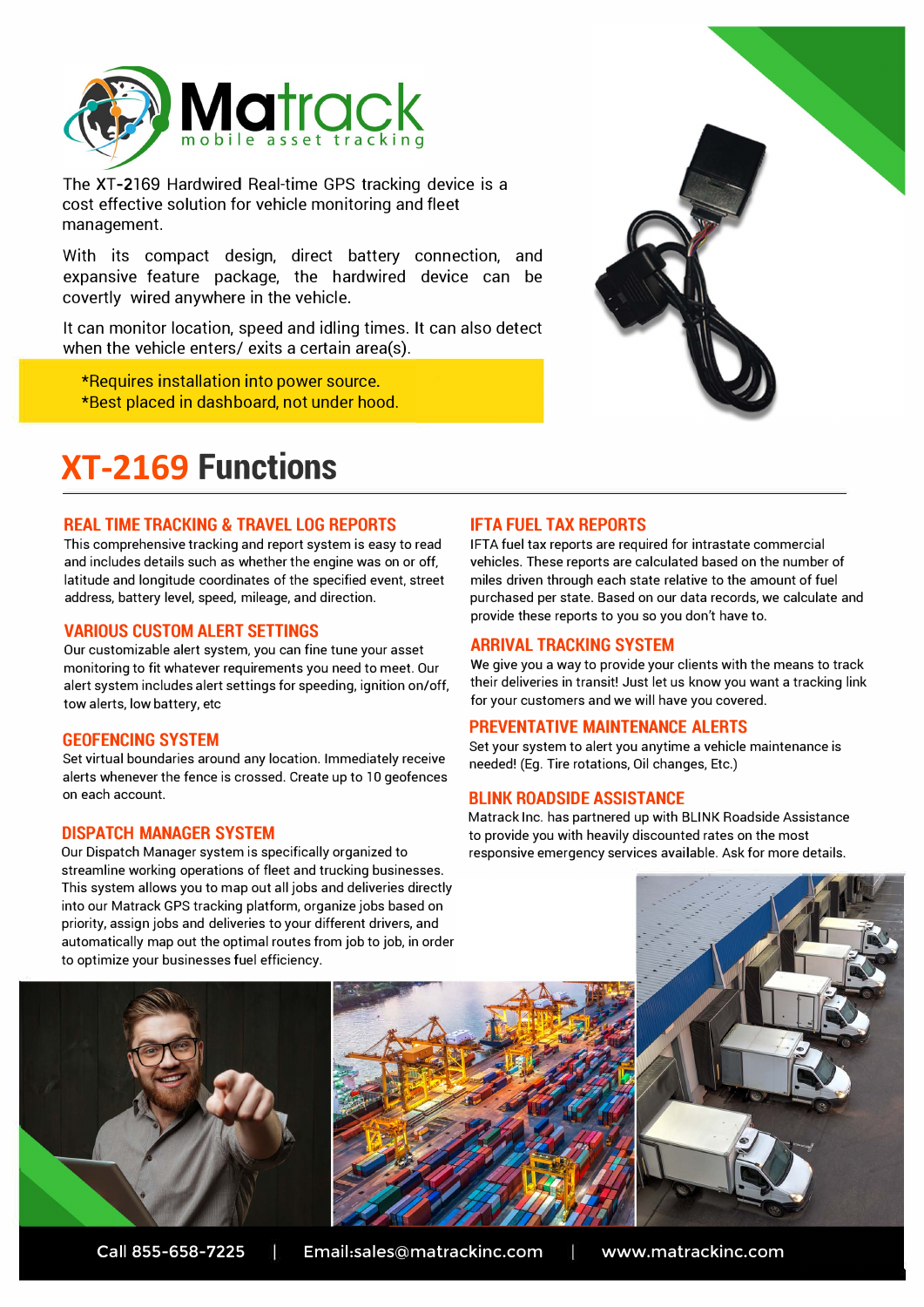The XT-2169 Hardwired Real-time GPS tracking device is a cost effective solution for vehicle monitoring and fleet management.

With its compact design, direct battery connection, and expansive feature package, the hardwired device can be covertly wired anywhere in the vehicle.

It can monitor location, speed and idling times. It can also detect when the vehicle enters/ exits a certain area(s).

*Requires installation into power source.
*Best placed in dashboard, not under hood.

# XT-2169 Functions

### REAL TIME TRACKING & TRAVEL LOG REPORTS

This comprehensive tracking and report system is easy to read and includes details such as whether the engine was on or off, latitude and longitude coordinates of the specified event, street address, battery level, speed, mileage, and direction.

### VARIOUS CUSTOM ALERT SETTINGS

Our customizable alert system, you can fine tune your asset monitoring to fit whatever requirements you need to meet. Our alert system includes alert settings for speeding, ignition on/off, tow alerts, low battery, etc

### GEOFENCING SYSTEM

Set virtual boundaries around any location. Immediately receive alerts whenever the fence is crossed. Create up to 10 geofences on each account.

### DISPATCH MANAGER SYSTEM

Our Dispatch Manager system is specifically organized to streamline working operations of fleet and trucking businesses. This system allows you to map out all jobs and deliveries directly into our Matrack GPS tracking platform, organize jobs based on priority, assign jobs and deliveries to your different drivers, and automatically map out the optimal routes from job to job, in order to optimize your businesses fuel efficiency.

### IFTA FUEL TAX REPORTS

IFTA fuel tax reports are required for intrastate commercial vehicles. These reports are calculated based on the number of miles driven through each state relative to the amount of fuel purchased per state. Based on our data records, we calculate and provide these reports to you so you don't have to.

### ARRIVAL TRACKING SYSTEM

We give you a way to provide your clients with the means to track their deliveries in transit! Just let us know you want a tracking link for your customers and we will have you covered.

### PREVENTATIVE MAINTENANCE ALERTS

Set your system to alert you anytime a vehicle maintenance is needed! (Eg. Tire rotations, Oil changes, Etc.)

### BLINK ROADSIDE ASSISTANCE

Matrack Inc. has partnered up with BLINK Roadside Assistance to provide you with heavily discounted rates on the most responsive emergency services available. Ask for more details.

Call 855-658-7225 | Email:sales@matrackinc.com | www.matrackinc.com